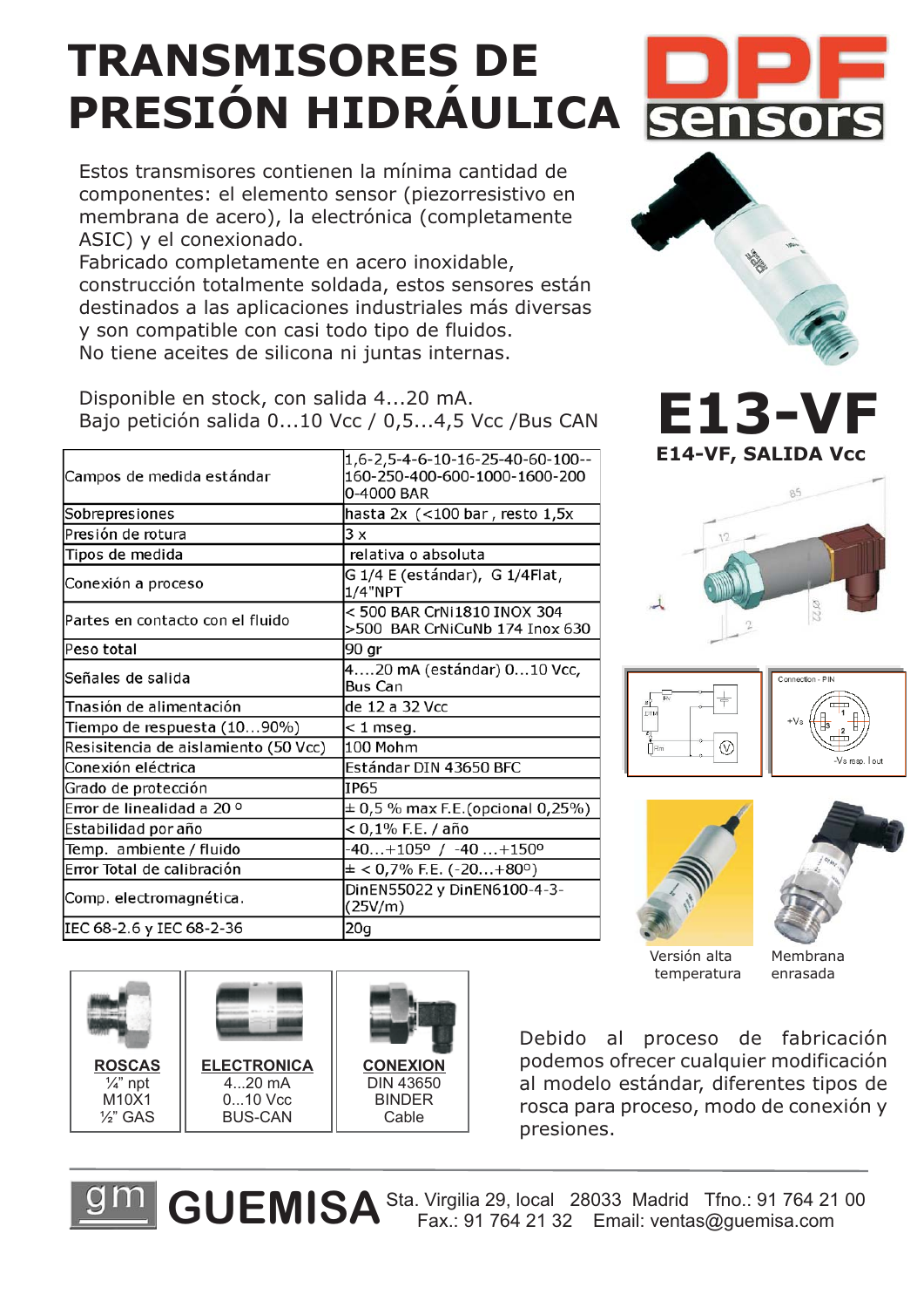# TRANSMISORES DE PRESIÓN HIDRÁULICA

DPF sensors

Estos transmisores contienen la mínima cantidad de componentes: el elemento sensor (piezorresistivo en membrana de acero), la electrónica (completamente ASIC) y el conexionado.
Fabricado completamente en acero inoxidable, construcción totalmente soldada, estos sensores están destinados a las aplicaciones industriales más diversas y son compatible con casi todo tipo de fluidos.
No tiene aceites de silicona ni juntas internas.

Disponible en stock, con salida 4...20 mA.
Bajo petición salida 0...10 Vcc / 0,5...4,5 Vcc /Bus CAN

# E13-VF

## E14-VF, SALIDA Vcc

| | |
|---|---|
| Campos de medida estándar | 1,6-2,5-4-6-10-16-25-40-60-100--160-250-400-600-1000-1600-200 0-4000 BAR |
| Sobrepresiones | hasta 2x (<100 bar , resto 1,5x |
| Presión de rotura | 3 x |
| Tipos de medida | relativa o absoluta |
| Conexión a proceso | G 1/4 E (estándar), G 1/4Flat, 1/4"NPT |
| Partes en contacto con el fluido | < 500 BAR CrNi1810 INOX 304 >500 BAR CrNiCuNb 174 Inox 630 |
| Peso total | 90 gr |
| Señales de salida | 4....20 mA (estándar) 0...10 Vcc, Bus Can |
| Tnasión de alimentación | de 12 a 32 Vcc |
| Tiempo de respuesta (10...90%) | < 1 mseg. |
| Resisitencia de aislamiento (50 Vcc) | 100 Mohm |
| Conexión eléctrica | Estándar DIN 43650 BFC |
| Grado de protección | IP65 |
| Error de linealidad a 20 º | ± 0,5 % max F.E.(opcional 0,25%) |
| Estabilidad por año | < 0,1% F.E. / año |
| Temp. ambiente / fluido | -40...+105º / -40 ...+150º |
| Error Total de calibración | ± < 0,7% F.E. (-20...+80º) |
| Comp. electromagnética. | DinEN55022 y DinEN6100-4-3-(25V/m) |
| IEC 68-2.6 y IEC 68-2-36 | 20g |

Versión alta temperatura

Membrana enrasada

| ROSCAS | ELECTRONICA | CONEXION |
|---|---|---|
| ¼" npt | 4...20 mA | DIN 43650 |
| M10X1 | 0...10 Vcc | BINDER |
| ½" GAS | BUS-CAN | Cable |

Debido al proceso de fabricación podemos ofrecer cualquier modificación al modelo estándar, diferentes tipos de rosca para proceso, modo de conexión y presiones.

gm GUEMISA Sta. Virgilia 29, local 28033 Madrid Tfno.: 91 764 21 00 Fax.: 91 764 21 32 Email: ventas@guemisa.com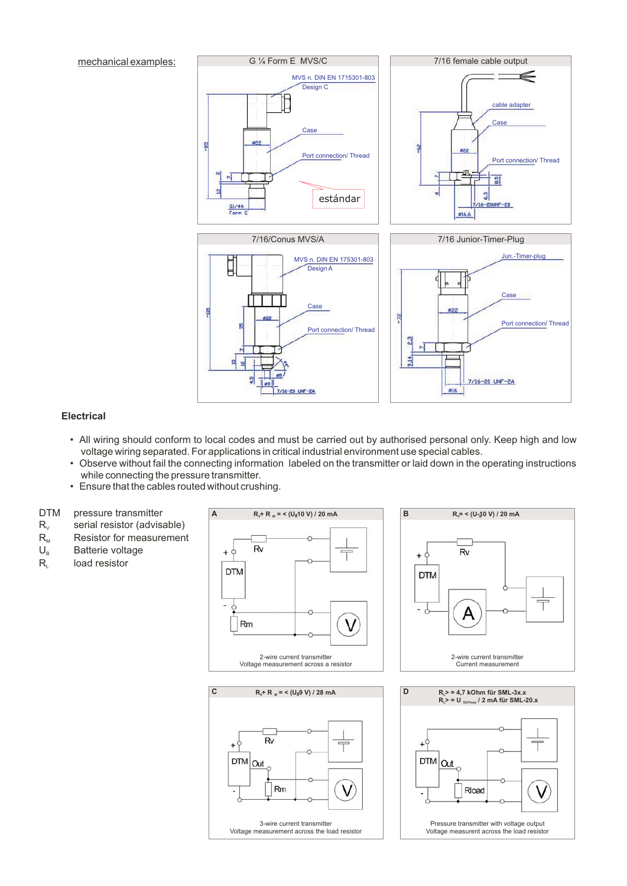mechanical examples:

G ¼ Form E MVS/C

MVS n. DIN EN 1715301-803
Design C

Case

Port connection/ Thread

estándar

~83

2

7

12

ø22

G1/4A
Form E

7/16 female cable output

cable adapter

Case

Port connection/ Thread

~62

ø22

7

4

8,5

6,3

7/16-20UNF-2B

ø16,6

7/16/Conus MVS/A

MVS n. DIN EN 175301-803
Design A

Case

Port connection/ Thread

~105

35

ø22

7

15

12

4,5

ø5

ø9

7/16-20 UNF-2A

7/16 Junior-Timer-Plug

Jun.-Timer-plug

Case

Port connection/ Thread

~72

ø22

2,3

7

9,14

7/16-20 UNF-2A

ø16

## Electrical

- All wiring should conform to local codes and must be carried out by authorised personal only. Keep high and low voltage wiring separated. For applications in critical industrial environment use special cables.
- Observe without fail the connecting information labeled on the transmitter or laid down in the operating instructions while connecting the pressure transmitter.
- Ensure that the cables routed without crushing.

| | |
|---|---|
| DTM | pressure transmitter |
| $R_V$ | serial resistor (advisable) |
| $R_M$ | Resistor for measurement |
| $U_B$ | Batterie voltage |
| $R_L$ | load resistor |

**A** $R_V + R_M = < (U_B - 10\ V) / 20\ mA$

2-wire current transmitter
Voltage measurement across a resistor

**B** $R_V = < (U_B - 10\ V) / 20\ mA$

2-wire current transmitter
Current measurement

**C** $R_V + R_M = < (U_B - 9\ V) / 28\ mA$

3-wire current transmitter
Voltage measurement across the load resistor

**D** $R_L > = 4{,}7$ kOhm für SML-3x.x
$R_L > = U_{OUTmax} / 2$ mA für SML-20.x

Pressure transmitter with voltage output
Voltage measurent across the load resistor